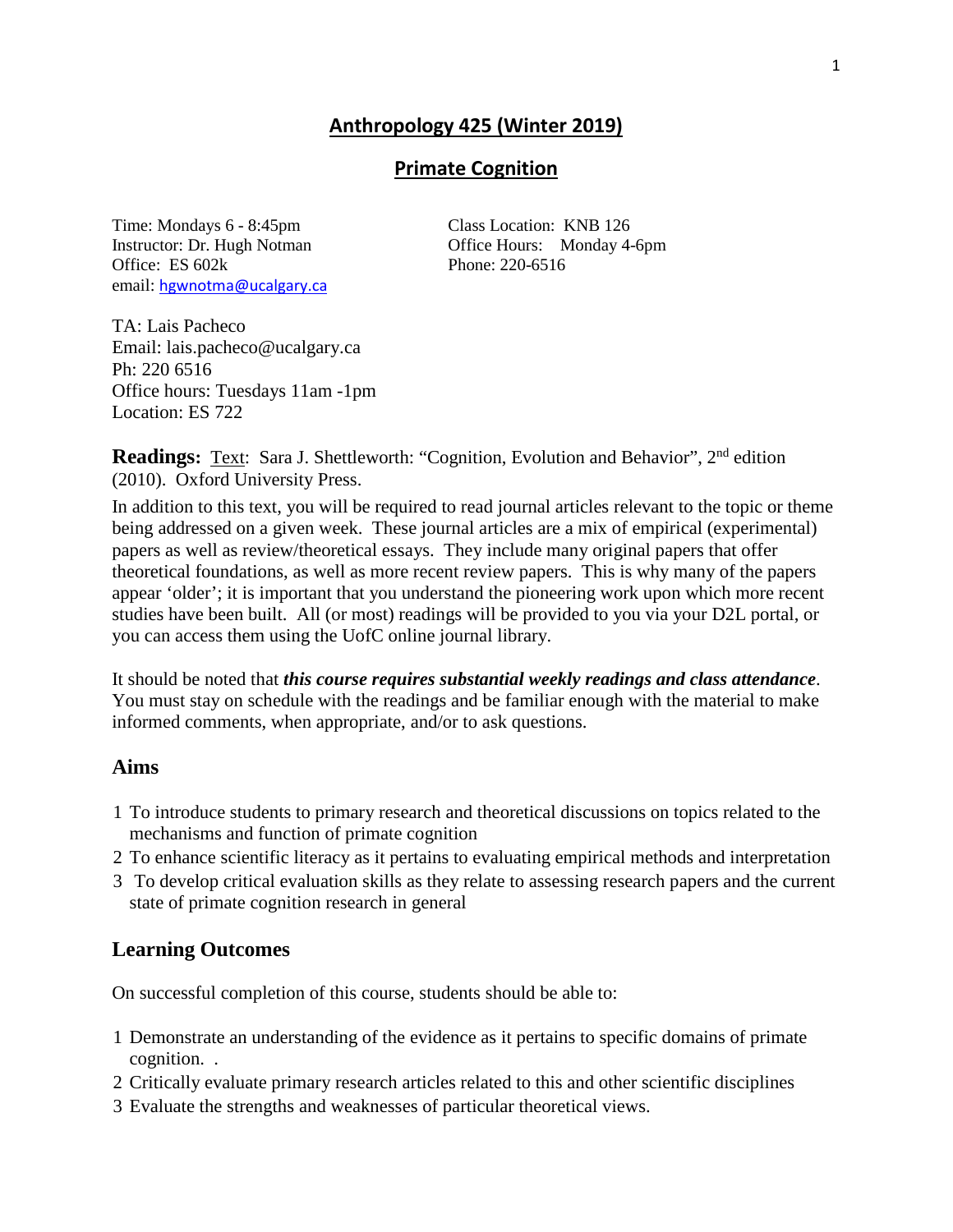# Anthropology 425 (Winter 2019)

## Primate Cognition

Time: Mondays 6 - 8:45pm
Instructor: Dr. Hugh Notman
Office: ES 602k
email: hgwnotma@ucalgary.ca

Class Location: KNB 126
Office Hours: Monday 4-6pm
Phone: 220-6516

TA: Lais Pacheco
Email: lais.pacheco@ucalgary.ca
Ph: 220 6516
Office hours: Tuesdays 11am -1pm
Location: ES 722

**Readings:** Text: Sara J. Shettleworth: "Cognition, Evolution and Behavior", 2nd edition (2010). Oxford University Press.

In addition to this text, you will be required to read journal articles relevant to the topic or theme being addressed on a given week. These journal articles are a mix of empirical (experimental) papers as well as review/theoretical essays. They include many original papers that offer theoretical foundations, as well as more recent review papers. This is why many of the papers appear 'older'; it is important that you understand the pioneering work upon which more recent studies have been built. All (or most) readings will be provided to you via your D2L portal, or you can access them using the UofC online journal library.

It should be noted that ***this course requires substantial weekly readings and class attendance***. You must stay on schedule with the readings and be familiar enough with the material to make informed comments, when appropriate, and/or to ask questions.

## Aims

1. To introduce students to primary research and theoretical discussions on topics related to the mechanisms and function of primate cognition
2. To enhance scientific literacy as it pertains to evaluating empirical methods and interpretation
3. To develop critical evaluation skills as they relate to assessing research papers and the current state of primate cognition research in general

## Learning Outcomes

On successful completion of this course, students should be able to:

1. Demonstrate an understanding of the evidence as it pertains to specific domains of primate cognition. .
2. Critically evaluate primary research articles related to this and other scientific disciplines
3. Evaluate the strengths and weaknesses of particular theoretical views.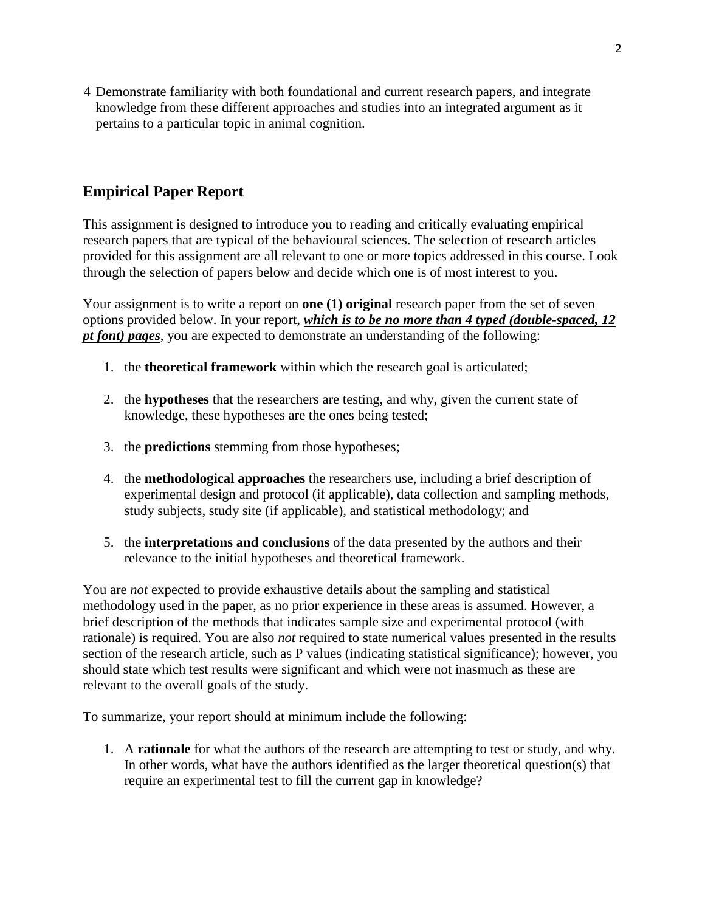4 Demonstrate familiarity with both foundational and current research papers, and integrate knowledge from these different approaches and studies into an integrated argument as it pertains to a particular topic in animal cognition.

## Empirical Paper Report

This assignment is designed to introduce you to reading and critically evaluating empirical research papers that are typical of the behavioural sciences. The selection of research articles provided for this assignment are all relevant to one or more topics addressed in this course. Look through the selection of papers below and decide which one is of most interest to you.

Your assignment is to write a report on **one (1) original** research paper from the set of seven options provided below. In your report, ***which is to be no more than 4 typed (double-spaced, 12 pt font) pages***, you are expected to demonstrate an understanding of the following:

1. the **theoretical framework** within which the research goal is articulated;
2. the **hypotheses** that the researchers are testing, and why, given the current state of knowledge, these hypotheses are the ones being tested;
3. the **predictions** stemming from those hypotheses;
4. the **methodological approaches** the researchers use, including a brief description of experimental design and protocol (if applicable), data collection and sampling methods, study subjects, study site (if applicable), and statistical methodology; and
5. the **interpretations and conclusions** of the data presented by the authors and their relevance to the initial hypotheses and theoretical framework.

You are *not* expected to provide exhaustive details about the sampling and statistical methodology used in the paper, as no prior experience in these areas is assumed. However, a brief description of the methods that indicates sample size and experimental protocol (with rationale) is required. You are also *not* required to state numerical values presented in the results section of the research article, such as P values (indicating statistical significance); however, you should state which test results were significant and which were not inasmuch as these are relevant to the overall goals of the study.

To summarize, your report should at minimum include the following:

1. A **rationale** for what the authors of the research are attempting to test or study, and why. In other words, what have the authors identified as the larger theoretical question(s) that require an experimental test to fill the current gap in knowledge?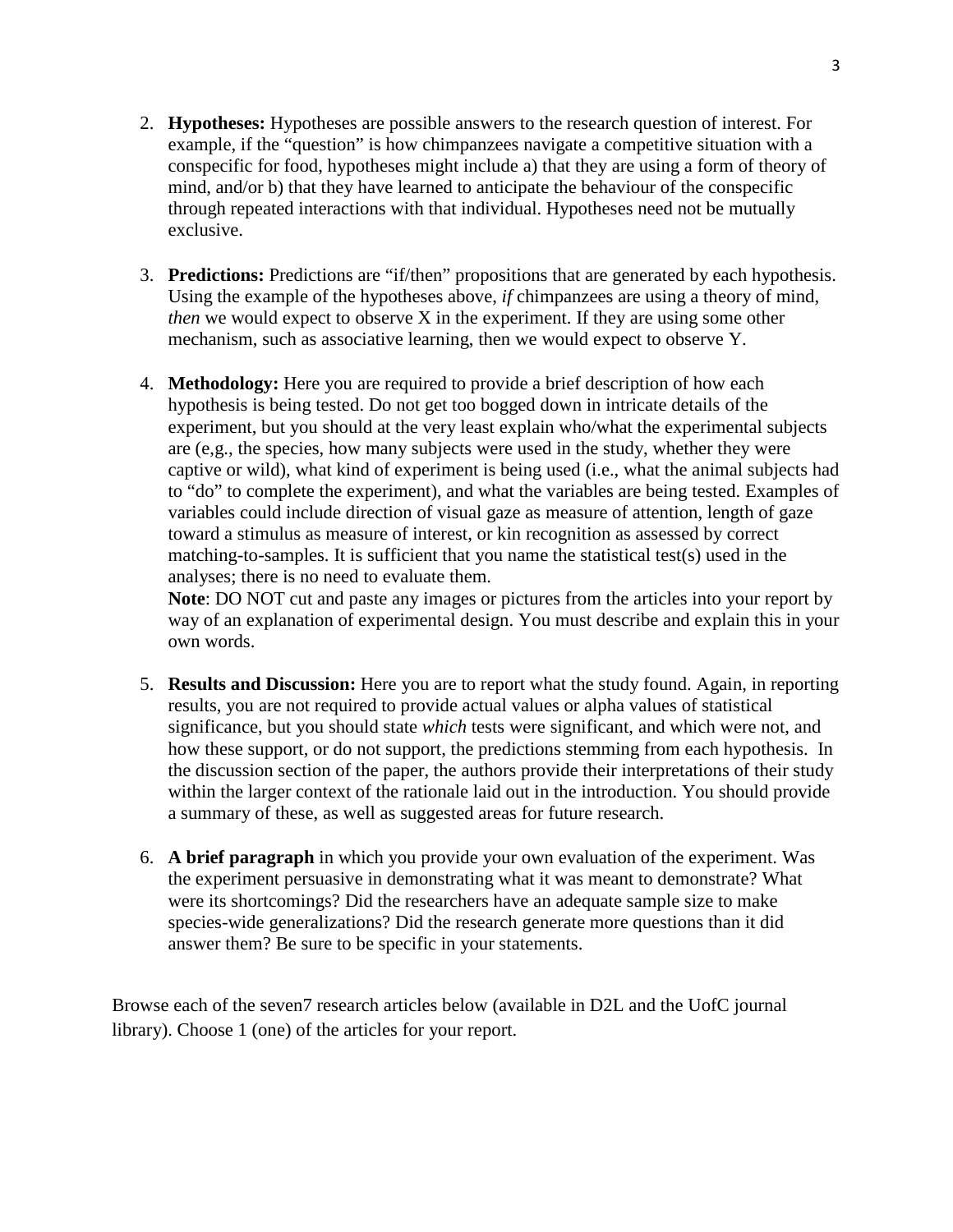2. **Hypotheses:** Hypotheses are possible answers to the research question of interest. For example, if the "question" is how chimpanzees navigate a competitive situation with a conspecific for food, hypotheses might include a) that they are using a form of theory of mind, and/or b) that they have learned to anticipate the behaviour of the conspecific through repeated interactions with that individual. Hypotheses need not be mutually exclusive.

3. **Predictions:** Predictions are "if/then" propositions that are generated by each hypothesis. Using the example of the hypotheses above, *if* chimpanzees are using a theory of mind, *then* we would expect to observe X in the experiment. If they are using some other mechanism, such as associative learning, then we would expect to observe Y.

4. **Methodology:** Here you are required to provide a brief description of how each hypothesis is being tested. Do not get too bogged down in intricate details of the experiment, but you should at the very least explain who/what the experimental subjects are (e,g., the species, how many subjects were used in the study, whether they were captive or wild), what kind of experiment is being used (i.e., what the animal subjects had to "do" to complete the experiment), and what the variables are being tested. Examples of variables could include direction of visual gaze as measure of attention, length of gaze toward a stimulus as measure of interest, or kin recognition as assessed by correct matching-to-samples. It is sufficient that you name the statistical test(s) used in the analyses; there is no need to evaluate them.
   **Note**: DO NOT cut and paste any images or pictures from the articles into your report by way of an explanation of experimental design. You must describe and explain this in your own words.

5. **Results and Discussion:** Here you are to report what the study found. Again, in reporting results, you are not required to provide actual values or alpha values of statistical significance, but you should state *which* tests were significant, and which were not, and how these support, or do not support, the predictions stemming from each hypothesis. In the discussion section of the paper, the authors provide their interpretations of their study within the larger context of the rationale laid out in the introduction. You should provide a summary of these, as well as suggested areas for future research.

6. **A brief paragraph** in which you provide your own evaluation of the experiment. Was the experiment persuasive in demonstrating what it was meant to demonstrate? What were its shortcomings? Did the researchers have an adequate sample size to make species-wide generalizations? Did the research generate more questions than it did answer them? Be sure to be specific in your statements.

Browse each of the seven7 research articles below (available in D2L and the UofC journal library). Choose 1 (one) of the articles for your report.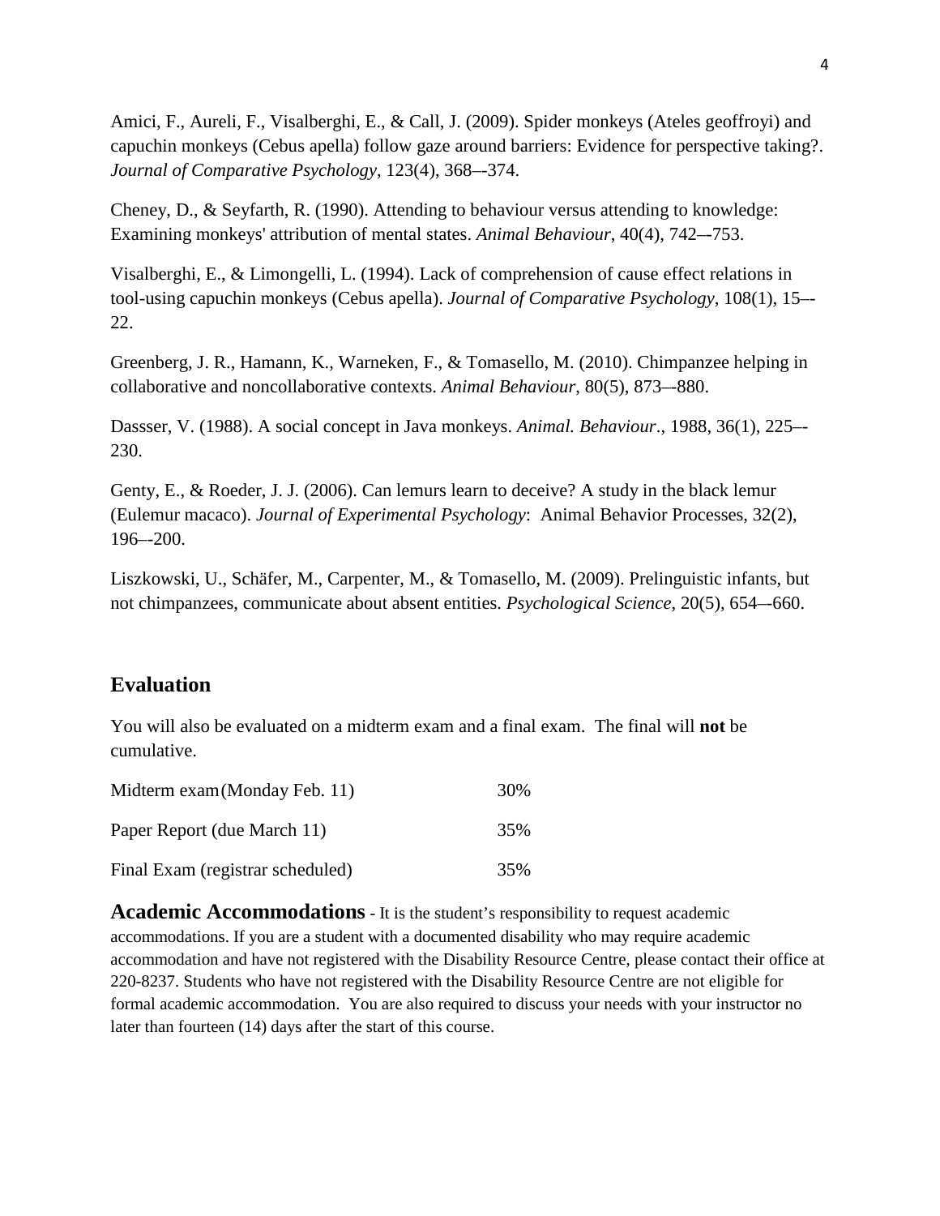Amici, F., Aureli, F., Visalberghi, E., & Call, J. (2009). Spider monkeys (Ateles geoffroyi) and capuchin monkeys (Cebus apella) follow gaze around barriers: Evidence for perspective taking?. *Journal of Comparative Psychology*, 123(4), 368–-374.

Cheney, D., & Seyfarth, R. (1990). Attending to behaviour versus attending to knowledge: Examining monkeys' attribution of mental states. *Animal Behaviour*, 40(4), 742–-753.

Visalberghi, E., & Limongelli, L. (1994). Lack of comprehension of cause effect relations in tool-using capuchin monkeys (Cebus apella). *Journal of Comparative Psychology*, 108(1), 15–-22.

Greenberg, J. R., Hamann, K., Warneken, F., & Tomasello, M. (2010). Chimpanzee helping in collaborative and noncollaborative contexts. *Animal Behaviour*, 80(5), 873–-880.

Dassser, V. (1988). A social concept in Java monkeys. *Animal. Behaviour*., 1988, 36(1), 225–-230.

Genty, E., & Roeder, J. J. (2006). Can lemurs learn to deceive? A study in the black lemur (Eulemur macaco). *Journal of Experimental Psychology*: Animal Behavior Processes, 32(2), 196–-200.

Liszkowski, U., Schäfer, M., Carpenter, M., & Tomasello, M. (2009). Prelinguistic infants, but not chimpanzees, communicate about absent entities. *Psychological Science*, 20(5), 654–-660.

## Evaluation

You will also be evaluated on a midterm exam and a final exam. The final will **not** be cumulative.

| | |
|---|---|
| Midterm exam (Monday Feb. 11) | 30% |
| Paper Report (due March 11) | 35% |
| Final Exam (registrar scheduled) | 35% |

**Academic Accommodations** - It is the student's responsibility to request academic accommodations. If you are a student with a documented disability who may require academic accommodation and have not registered with the Disability Resource Centre, please contact their office at 220-8237. Students who have not registered with the Disability Resource Centre are not eligible for formal academic accommodation. You are also required to discuss your needs with your instructor no later than fourteen (14) days after the start of this course.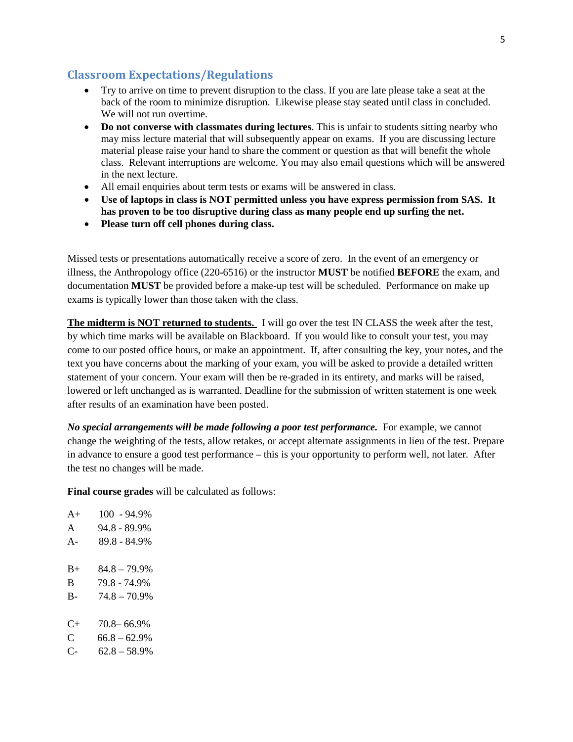## Classroom Expectations/Regulations

- Try to arrive on time to prevent disruption to the class. If you are late please take a seat at the back of the room to minimize disruption. Likewise please stay seated until class in concluded. We will not run overtime.
- **Do not converse with classmates during lectures**. This is unfair to students sitting nearby who may miss lecture material that will subsequently appear on exams. If you are discussing lecture material please raise your hand to share the comment or question as that will benefit the whole class. Relevant interruptions are welcome. You may also email questions which will be answered in the next lecture.
- All email enquiries about term tests or exams will be answered in class.
- **Use of laptops in class is NOT permitted unless you have express permission from SAS. It has proven to be too disruptive during class as many people end up surfing the net.**
- **Please turn off cell phones during class.**

Missed tests or presentations automatically receive a score of zero. In the event of an emergency or illness, the Anthropology office (220-6516) or the instructor **MUST** be notified **BEFORE** the exam, and documentation **MUST** be provided before a make-up test will be scheduled. Performance on make up exams is typically lower than those taken with the class.

**The midterm is NOT returned to students.** I will go over the test IN CLASS the week after the test, by which time marks will be available on Blackboard. If you would like to consult your test, you may come to our posted office hours, or make an appointment. If, after consulting the key, your notes, and the text you have concerns about the marking of your exam, you will be asked to provide a detailed written statement of your concern. Your exam will then be re-graded in its entirety, and marks will be raised, lowered or left unchanged as is warranted. Deadline for the submission of written statement is one week after results of an examination have been posted.

***No special arrangements will be made following a poor test performance.*** For example, we cannot change the weighting of the tests, allow retakes, or accept alternate assignments in lieu of the test. Prepare in advance to ensure a good test performance – this is your opportunity to perform well, not later. After the test no changes will be made.

**Final course grades** will be calculated as follows:

| | |
|---|---|
| A+ | 100 - 94.9% |
| A | 94.8 - 89.9% |
| A- | 89.8 - 84.9% |
| B+ | 84.8 – 79.9% |
| B | 79.8 - 74.9% |
| B- | 74.8 – 70.9% |
| C+ | 70.8– 66.9% |
| C | 66.8 – 62.9% |
| C- | 62.8 – 58.9% |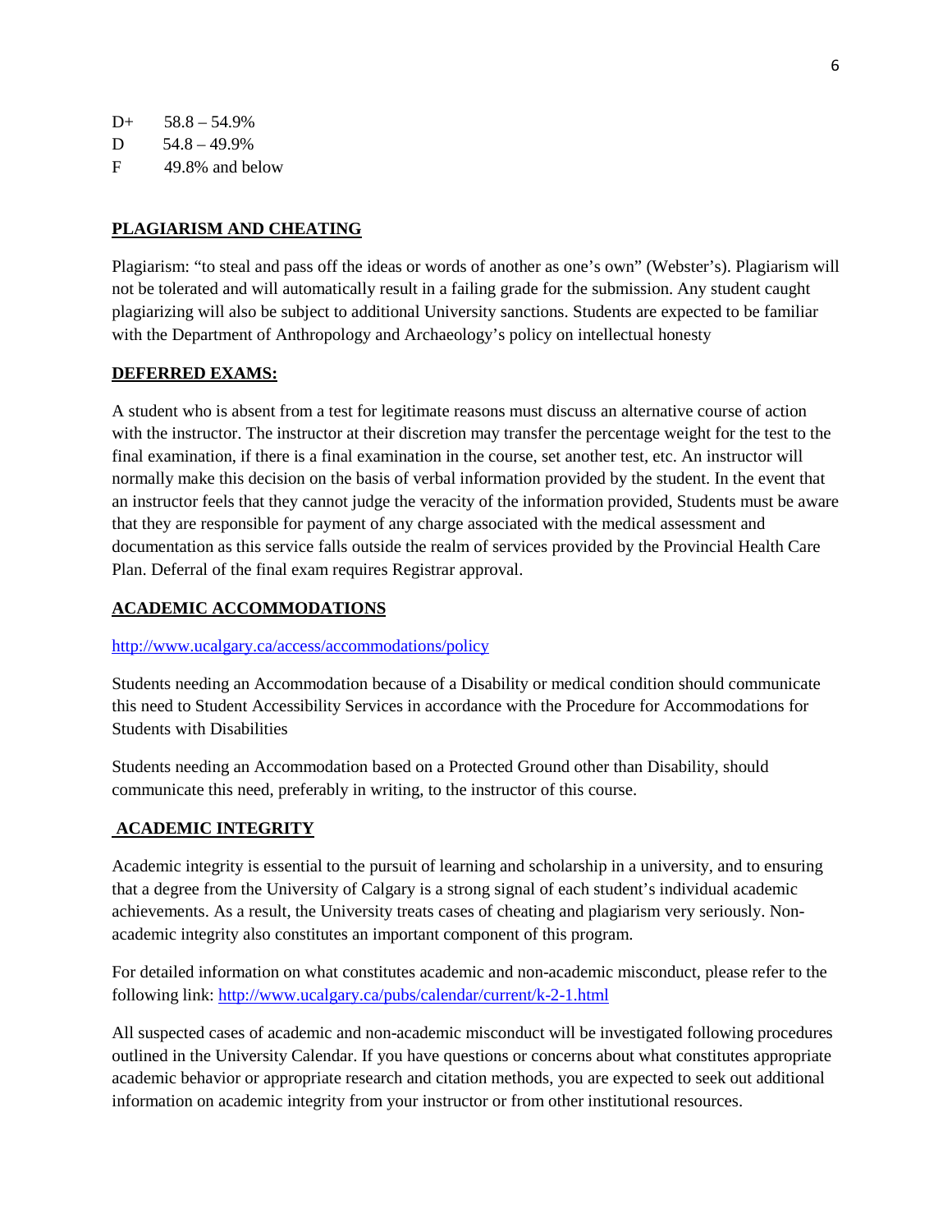D+ 58.8 – 54.9%
D 54.8 – 49.9%
F 49.8% and below

## PLAGIARISM AND CHEATING

Plagiarism: "to steal and pass off the ideas or words of another as one's own" (Webster's). Plagiarism will not be tolerated and will automatically result in a failing grade for the submission. Any student caught plagiarizing will also be subject to additional University sanctions. Students are expected to be familiar with the Department of Anthropology and Archaeology's policy on intellectual honesty

## DEFERRED EXAMS:

A student who is absent from a test for legitimate reasons must discuss an alternative course of action with the instructor. The instructor at their discretion may transfer the percentage weight for the test to the final examination, if there is a final examination in the course, set another test, etc. An instructor will normally make this decision on the basis of verbal information provided by the student. In the event that an instructor feels that they cannot judge the veracity of the information provided, Students must be aware that they are responsible for payment of any charge associated with the medical assessment and documentation as this service falls outside the realm of services provided by the Provincial Health Care Plan. Deferral of the final exam requires Registrar approval.

## ACADEMIC ACCOMMODATIONS

http://www.ucalgary.ca/access/accommodations/policy

Students needing an Accommodation because of a Disability or medical condition should communicate this need to Student Accessibility Services in accordance with the Procedure for Accommodations for Students with Disabilities

Students needing an Accommodation based on a Protected Ground other than Disability, should communicate this need, preferably in writing, to the instructor of this course.

## ACADEMIC INTEGRITY

Academic integrity is essential to the pursuit of learning and scholarship in a university, and to ensuring that a degree from the University of Calgary is a strong signal of each student's individual academic achievements. As a result, the University treats cases of cheating and plagiarism very seriously. Non-academic integrity also constitutes an important component of this program.

For detailed information on what constitutes academic and non-academic misconduct, please refer to the following link: http://www.ucalgary.ca/pubs/calendar/current/k-2-1.html

All suspected cases of academic and non-academic misconduct will be investigated following procedures outlined in the University Calendar. If you have questions or concerns about what constitutes appropriate academic behavior or appropriate research and citation methods, you are expected to seek out additional information on academic integrity from your instructor or from other institutional resources.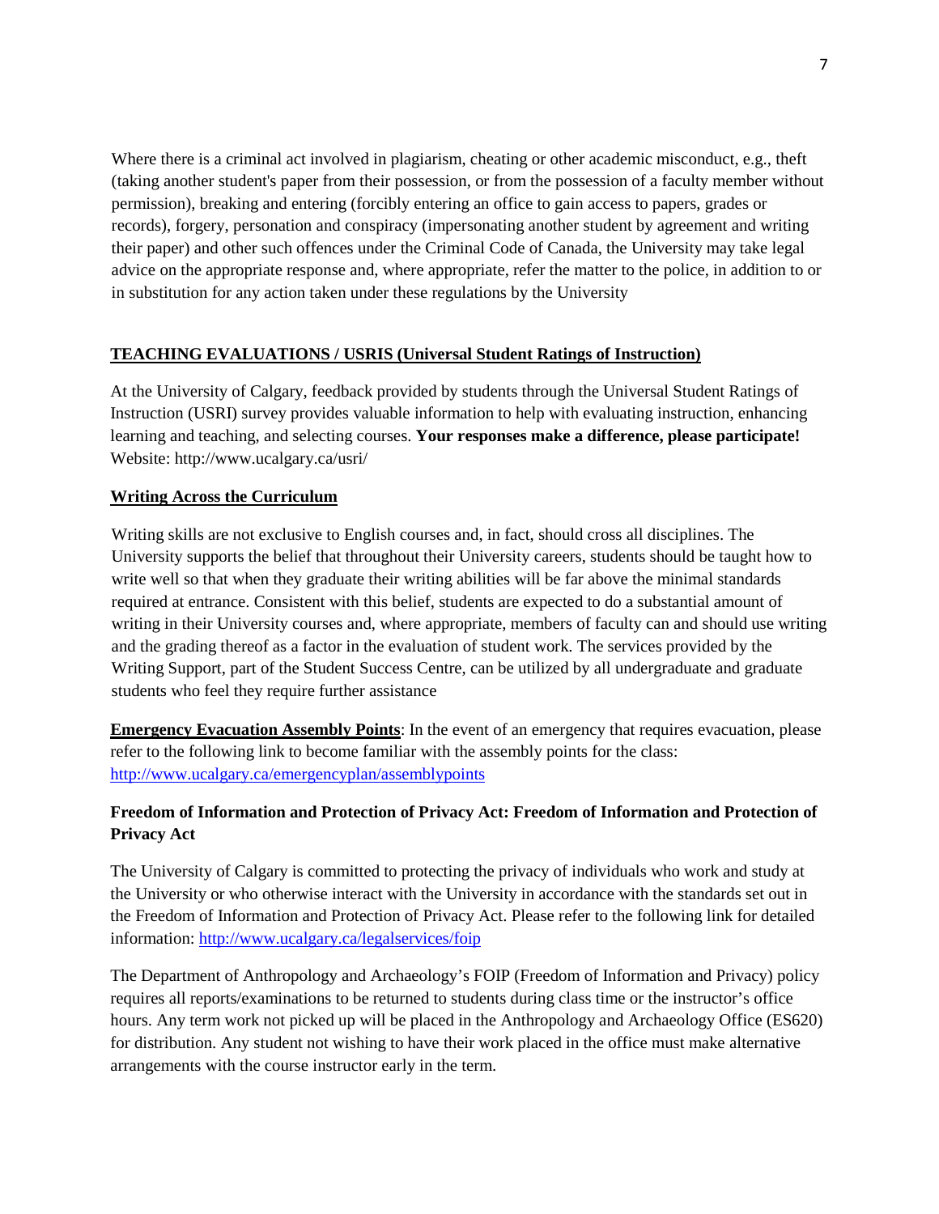Where there is a criminal act involved in plagiarism, cheating or other academic misconduct, e.g., theft (taking another student's paper from their possession, or from the possession of a faculty member without permission), breaking and entering (forcibly entering an office to gain access to papers, grades or records), forgery, personation and conspiracy (impersonating another student by agreement and writing their paper) and other such offences under the Criminal Code of Canada, the University may take legal advice on the appropriate response and, where appropriate, refer the matter to the police, in addition to or in substitution for any action taken under these regulations by the University

## TEACHING EVALUATIONS / USRIS (Universal Student Ratings of Instruction)

At the University of Calgary, feedback provided by students through the Universal Student Ratings of Instruction (USRI) survey provides valuable information to help with evaluating instruction, enhancing learning and teaching, and selecting courses. **Your responses make a difference, please participate!** Website: http://www.ucalgary.ca/usri/

## Writing Across the Curriculum

Writing skills are not exclusive to English courses and, in fact, should cross all disciplines. The University supports the belief that throughout their University careers, students should be taught how to write well so that when they graduate their writing abilities will be far above the minimal standards required at entrance. Consistent with this belief, students are expected to do a substantial amount of writing in their University courses and, where appropriate, members of faculty can and should use writing and the grading thereof as a factor in the evaluation of student work. The services provided by the Writing Support, part of the Student Success Centre, can be utilized by all undergraduate and graduate students who feel they require further assistance

**Emergency Evacuation Assembly Points**: In the event of an emergency that requires evacuation, please refer to the following link to become familiar with the assembly points for the class: http://www.ucalgary.ca/emergencyplan/assemblypoints

## Freedom of Information and Protection of Privacy Act: Freedom of Information and Protection of Privacy Act

The University of Calgary is committed to protecting the privacy of individuals who work and study at the University or who otherwise interact with the University in accordance with the standards set out in the Freedom of Information and Protection of Privacy Act. Please refer to the following link for detailed information: http://www.ucalgary.ca/legalservices/foip

The Department of Anthropology and Archaeology's FOIP (Freedom of Information and Privacy) policy requires all reports/examinations to be returned to students during class time or the instructor's office hours. Any term work not picked up will be placed in the Anthropology and Archaeology Office (ES620) for distribution. Any student not wishing to have their work placed in the office must make alternative arrangements with the course instructor early in the term.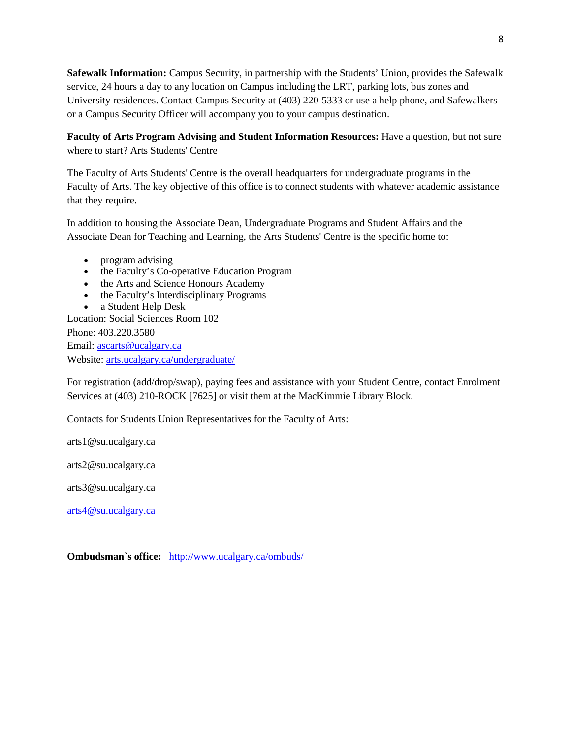**Safewalk Information:** Campus Security, in partnership with the Students' Union, provides the Safewalk service, 24 hours a day to any location on Campus including the LRT, parking lots, bus zones and University residences. Contact Campus Security at (403) 220-5333 or use a help phone, and Safewalkers or a Campus Security Officer will accompany you to your campus destination.

**Faculty of Arts Program Advising and Student Information Resources:** Have a question, but not sure where to start? Arts Students' Centre

The Faculty of Arts Students' Centre is the overall headquarters for undergraduate programs in the Faculty of Arts. The key objective of this office is to connect students with whatever academic assistance that they require.

In addition to housing the Associate Dean, Undergraduate Programs and Student Affairs and the Associate Dean for Teaching and Learning, the Arts Students' Centre is the specific home to:

- program advising
- the Faculty's Co-operative Education Program
- the Arts and Science Honours Academy
- the Faculty's Interdisciplinary Programs
- a Student Help Desk

Location: Social Sciences Room 102
Phone: 403.220.3580
Email: ascarts@ucalgary.ca
Website: arts.ucalgary.ca/undergraduate/

For registration (add/drop/swap), paying fees and assistance with your Student Centre, contact Enrolment Services at (403) 210-ROCK [7625] or visit them at the MacKimmie Library Block.

Contacts for Students Union Representatives for the Faculty of Arts:

arts1@su.ucalgary.ca

arts2@su.ucalgary.ca

arts3@su.ucalgary.ca

arts4@su.ucalgary.ca

**Ombudsman`s office:** http://www.ucalgary.ca/ombuds/